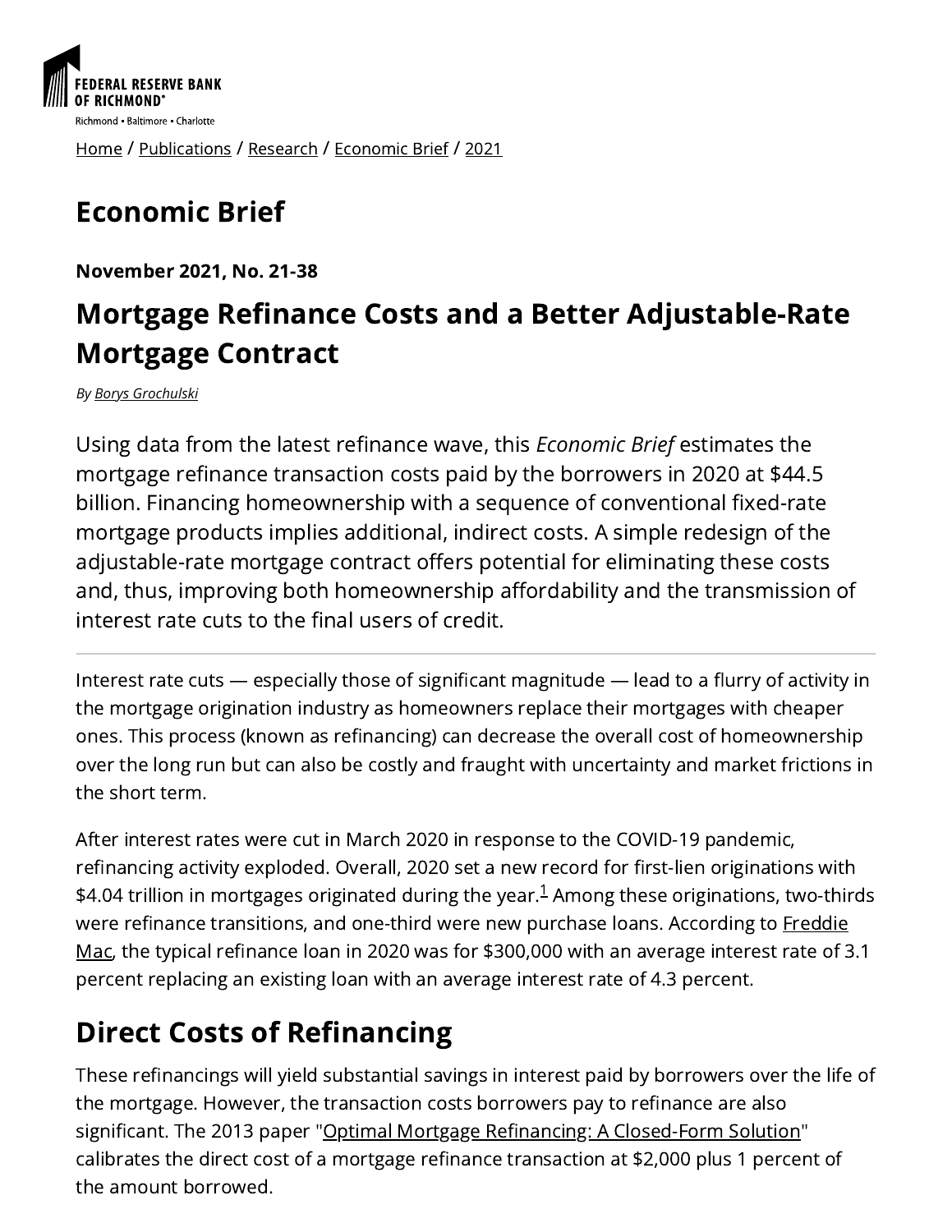FEDERAL RESERVE BANK OF RICHMOND

Richmond • Baltimore • Charlotte

Home / Publications / Research / Economic Brief / 2021

# Economic Brief

**November 2021, No. 21-38**

## Mortgage Refinance Costs and a Better Adjustable-Rate Mortgage Contract

*By Borys Grochulski*

Using data from the latest refinance wave, this *Economic Brief* estimates the mortgage refinance transaction costs paid by the borrowers in 2020 at $44.5 billion. Financing homeownership with a sequence of conventional fixed-rate mortgage products implies additional, indirect costs. A simple redesign of the adjustable-rate mortgage contract offers potential for eliminating these costs and, thus, improving both homeownership affordability and the transmission of interest rate cuts to the final users of credit.

---

Interest rate cuts — especially those of significant magnitude — lead to a flurry of activity in the mortgage origination industry as homeowners replace their mortgages with cheaper ones. This process (known as refinancing) can decrease the overall cost of homeownership over the long run but can also be costly and fraught with uncertainty and market frictions in the short term.

After interest rates were cut in March 2020 in response to the COVID-19 pandemic, refinancing activity exploded. Overall, 2020 set a new record for first-lien originations with $4.04 trillion in mortgages originated during the year.[1] Among these originations, two-thirds were refinance transitions, and one-third were new purchase loans. According to Freddie Mac, the typical refinance loan in 2020 was for $300,000 with an average interest rate of 3.1 percent replacing an existing loan with an average interest rate of 4.3 percent.

## Direct Costs of Refinancing

These refinancings will yield substantial savings in interest paid by borrowers over the life of the mortgage. However, the transaction costs borrowers pay to refinance are also significant. The 2013 paper "Optimal Mortgage Refinancing: A Closed-Form Solution" calibrates the direct cost of a mortgage refinance transaction at $2,000 plus 1 percent of the amount borrowed.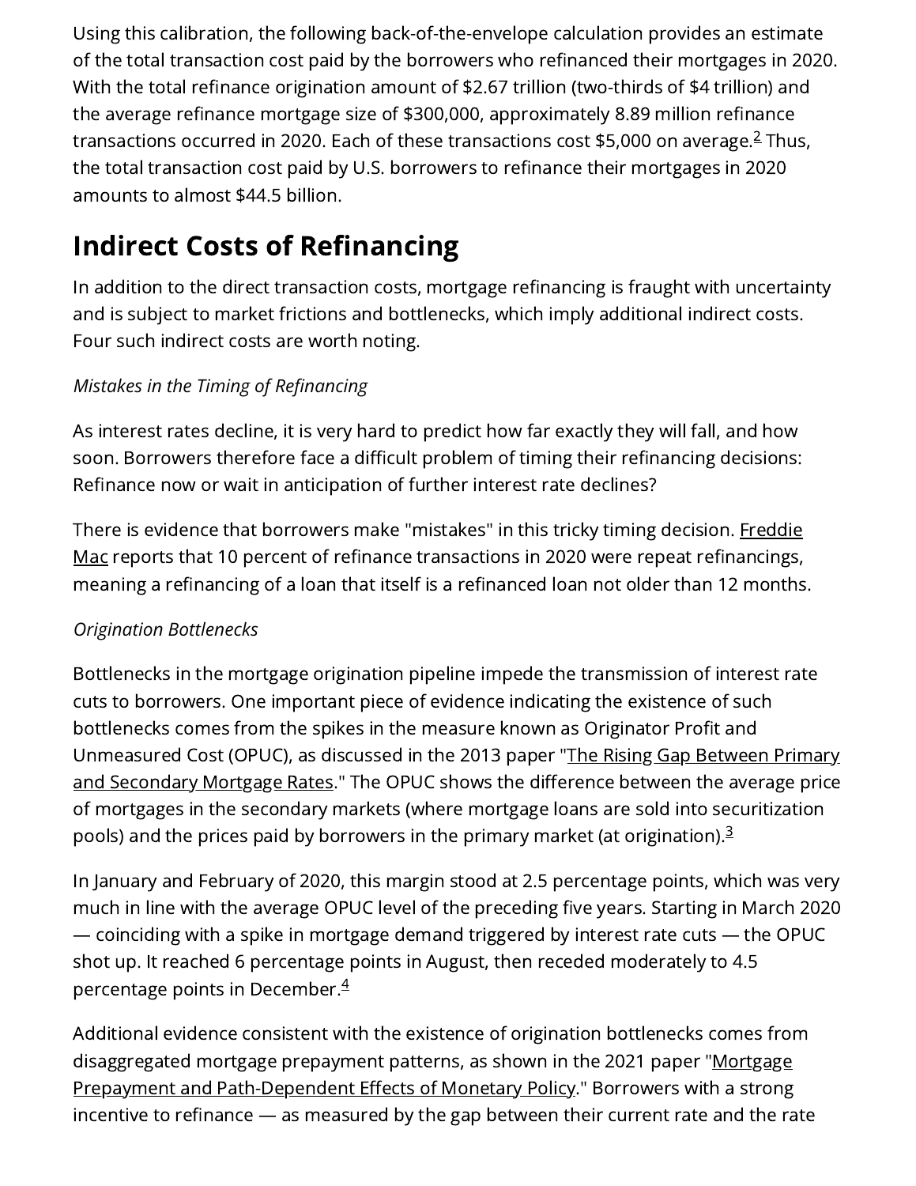Using this calibration, the following back-of-the-envelope calculation provides an estimate of the total transaction cost paid by the borrowers who refinanced their mortgages in 2020. With the total refinance origination amount of $2.67 trillion (two-thirds of $4 trillion) and the average refinance mortgage size of $300,000, approximately 8.89 million refinance transactions occurred in 2020. Each of these transactions cost $5,000 on average.[2] Thus, the total transaction cost paid by U.S. borrowers to refinance their mortgages in 2020 amounts to almost $44.5 billion.

## Indirect Costs of Refinancing

In addition to the direct transaction costs, mortgage refinancing is fraught with uncertainty and is subject to market frictions and bottlenecks, which imply additional indirect costs. Four such indirect costs are worth noting.

*Mistakes in the Timing of Refinancing*

As interest rates decline, it is very hard to predict how far exactly they will fall, and how soon. Borrowers therefore face a difficult problem of timing their refinancing decisions: Refinance now or wait in anticipation of further interest rate declines?

There is evidence that borrowers make "mistakes" in this tricky timing decision. Freddie Mac reports that 10 percent of refinance transactions in 2020 were repeat refinancings, meaning a refinancing of a loan that itself is a refinanced loan not older than 12 months.

*Origination Bottlenecks*

Bottlenecks in the mortgage origination pipeline impede the transmission of interest rate cuts to borrowers. One important piece of evidence indicating the existence of such bottlenecks comes from the spikes in the measure known as Originator Profit and Unmeasured Cost (OPUC), as discussed in the 2013 paper "The Rising Gap Between Primary and Secondary Mortgage Rates." The OPUC shows the difference between the average price of mortgages in the secondary markets (where mortgage loans are sold into securitization pools) and the prices paid by borrowers in the primary market (at origination).[3]

In January and February of 2020, this margin stood at 2.5 percentage points, which was very much in line with the average OPUC level of the preceding five years. Starting in March 2020 — coinciding with a spike in mortgage demand triggered by interest rate cuts — the OPUC shot up. It reached 6 percentage points in August, then receded moderately to 4.5 percentage points in December.[4]

Additional evidence consistent with the existence of origination bottlenecks comes from disaggregated mortgage prepayment patterns, as shown in the 2021 paper "Mortgage Prepayment and Path-Dependent Effects of Monetary Policy." Borrowers with a strong incentive to refinance — as measured by the gap between their current rate and the rate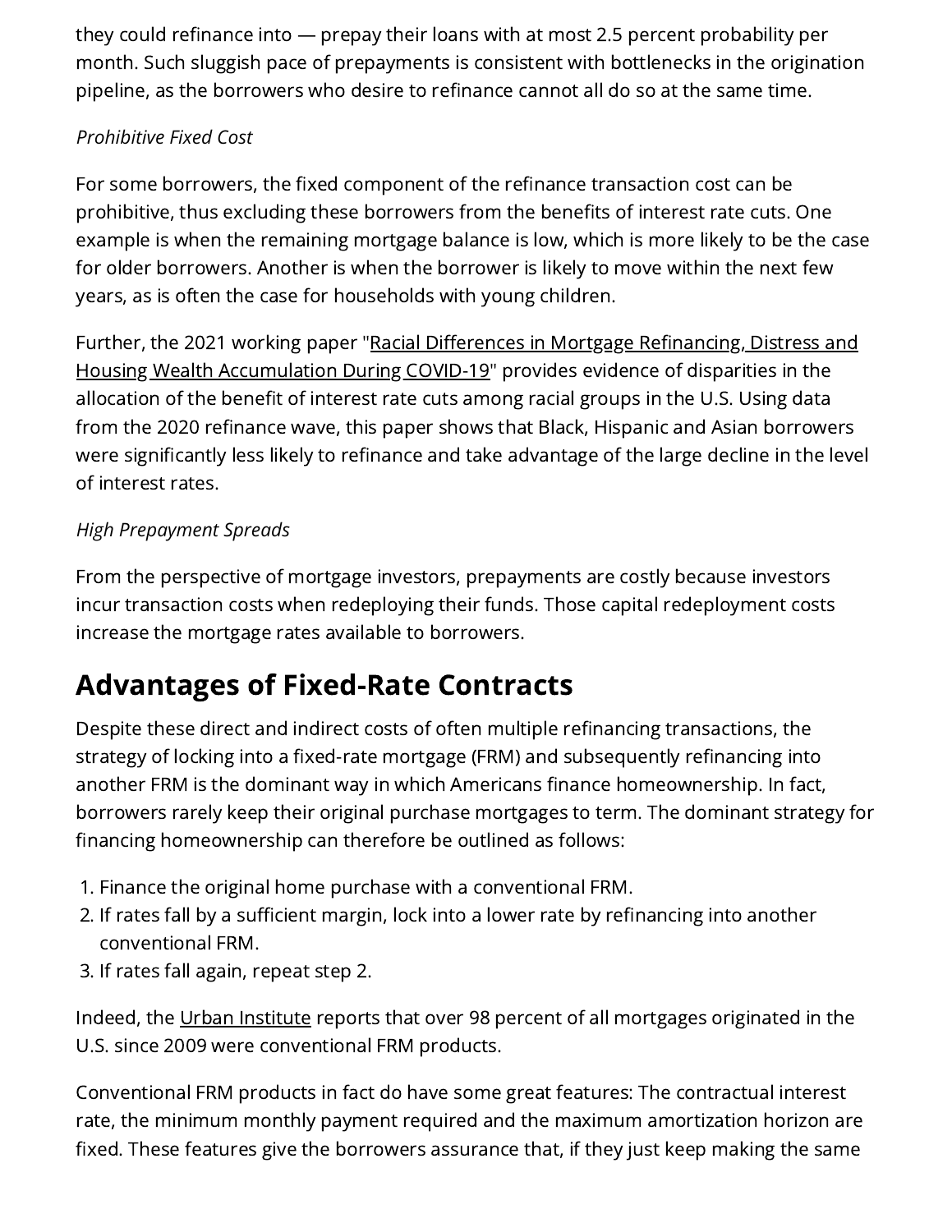they could refinance into — prepay their loans with at most 2.5 percent probability per month. Such sluggish pace of prepayments is consistent with bottlenecks in the origination pipeline, as the borrowers who desire to refinance cannot all do so at the same time.

*Prohibitive Fixed Cost*

For some borrowers, the fixed component of the refinance transaction cost can be prohibitive, thus excluding these borrowers from the benefits of interest rate cuts. One example is when the remaining mortgage balance is low, which is more likely to be the case for older borrowers. Another is when the borrower is likely to move within the next few years, as is often the case for households with young children.

Further, the 2021 working paper "Racial Differences in Mortgage Refinancing, Distress and Housing Wealth Accumulation During COVID-19" provides evidence of disparities in the allocation of the benefit of interest rate cuts among racial groups in the U.S. Using data from the 2020 refinance wave, this paper shows that Black, Hispanic and Asian borrowers were significantly less likely to refinance and take advantage of the large decline in the level of interest rates.

*High Prepayment Spreads*

From the perspective of mortgage investors, prepayments are costly because investors incur transaction costs when redeploying their funds. Those capital redeployment costs increase the mortgage rates available to borrowers.

## Advantages of Fixed-Rate Contracts

Despite these direct and indirect costs of often multiple refinancing transactions, the strategy of locking into a fixed-rate mortgage (FRM) and subsequently refinancing into another FRM is the dominant way in which Americans finance homeownership. In fact, borrowers rarely keep their original purchase mortgages to term. The dominant strategy for financing homeownership can therefore be outlined as follows:

1. Finance the original home purchase with a conventional FRM.
2. If rates fall by a sufficient margin, lock into a lower rate by refinancing into another conventional FRM.
3. If rates fall again, repeat step 2.

Indeed, the Urban Institute reports that over 98 percent of all mortgages originated in the U.S. since 2009 were conventional FRM products.

Conventional FRM products in fact do have some great features: The contractual interest rate, the minimum monthly payment required and the maximum amortization horizon are fixed. These features give the borrowers assurance that, if they just keep making the same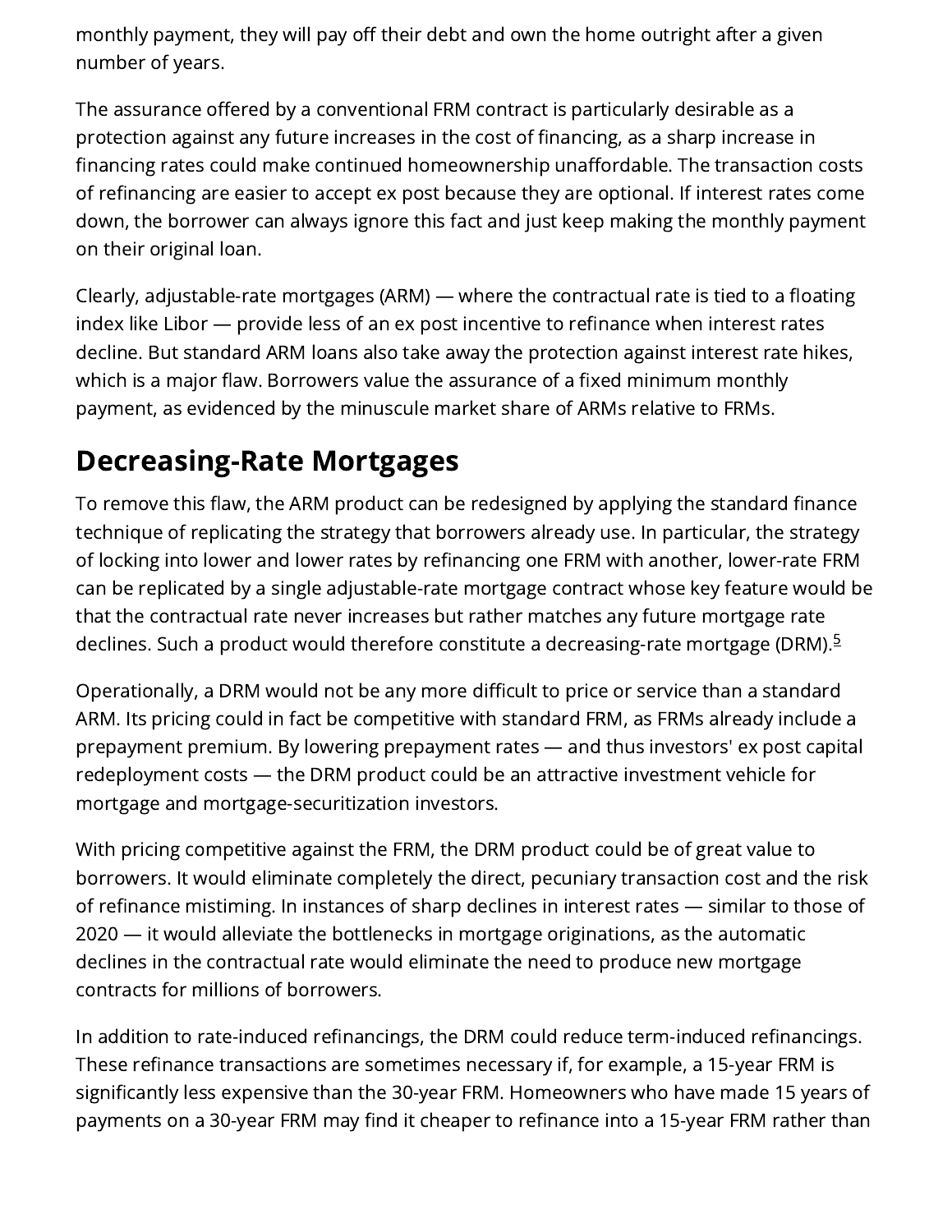monthly payment, they will pay off their debt and own the home outright after a given number of years.

The assurance offered by a conventional FRM contract is particularly desirable as a protection against any future increases in the cost of financing, as a sharp increase in financing rates could make continued homeownership unaffordable. The transaction costs of refinancing are easier to accept ex post because they are optional. If interest rates come down, the borrower can always ignore this fact and just keep making the monthly payment on their original loan.

Clearly, adjustable-rate mortgages (ARM) — where the contractual rate is tied to a floating index like Libor — provide less of an ex post incentive to refinance when interest rates decline. But standard ARM loans also take away the protection against interest rate hikes, which is a major flaw. Borrowers value the assurance of a fixed minimum monthly payment, as evidenced by the minuscule market share of ARMs relative to FRMs.

## Decreasing-Rate Mortgages

To remove this flaw, the ARM product can be redesigned by applying the standard finance technique of replicating the strategy that borrowers already use. In particular, the strategy of locking into lower and lower rates by refinancing one FRM with another, lower-rate FRM can be replicated by a single adjustable-rate mortgage contract whose key feature would be that the contractual rate never increases but rather matches any future mortgage rate declines. Such a product would therefore constitute a decreasing-rate mortgage (DRM).[5]

Operationally, a DRM would not be any more difficult to price or service than a standard ARM. Its pricing could in fact be competitive with standard FRM, as FRMs already include a prepayment premium. By lowering prepayment rates — and thus investors' ex post capital redeployment costs — the DRM product could be an attractive investment vehicle for mortgage and mortgage-securitization investors.

With pricing competitive against the FRM, the DRM product could be of great value to borrowers. It would eliminate completely the direct, pecuniary transaction cost and the risk of refinance mistiming. In instances of sharp declines in interest rates — similar to those of 2020 — it would alleviate the bottlenecks in mortgage originations, as the automatic declines in the contractual rate would eliminate the need to produce new mortgage contracts for millions of borrowers.

In addition to rate-induced refinancings, the DRM could reduce term-induced refinancings. These refinance transactions are sometimes necessary if, for example, a 15-year FRM is significantly less expensive than the 30-year FRM. Homeowners who have made 15 years of payments on a 30-year FRM may find it cheaper to refinance into a 15-year FRM rather than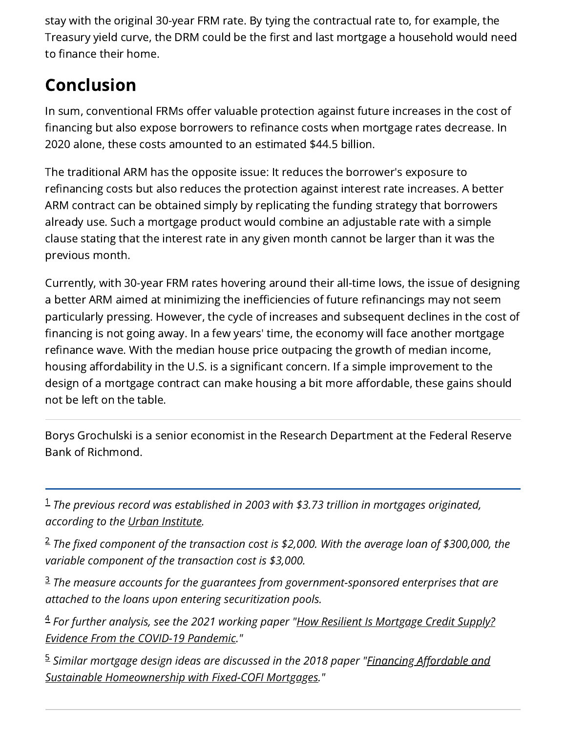stay with the original 30-year FRM rate. By tying the contractual rate to, for example, the Treasury yield curve, the DRM could be the first and last mortgage a household would need to finance their home.

## Conclusion

In sum, conventional FRMs offer valuable protection against future increases in the cost of financing but also expose borrowers to refinance costs when mortgage rates decrease. In 2020 alone, these costs amounted to an estimated $44.5 billion.

The traditional ARM has the opposite issue: It reduces the borrower's exposure to refinancing costs but also reduces the protection against interest rate increases. A better ARM contract can be obtained simply by replicating the funding strategy that borrowers already use. Such a mortgage product would combine an adjustable rate with a simple clause stating that the interest rate in any given month cannot be larger than it was the previous month.

Currently, with 30-year FRM rates hovering around their all-time lows, the issue of designing a better ARM aimed at minimizing the inefficiencies of future refinancings may not seem particularly pressing. However, the cycle of increases and subsequent declines in the cost of financing is not going away. In a few years' time, the economy will face another mortgage refinance wave. With the median house price outpacing the growth of median income, housing affordability in the U.S. is a significant concern. If a simple improvement to the design of a mortgage contract can make housing a bit more affordable, these gains should not be left on the table.

---

Borys Grochulski is a senior economist in the Research Department at the Federal Reserve Bank of Richmond.

---

[1] *The previous record was established in 2003 with $3.73 trillion in mortgages originated, according to the Urban Institute.*

[2] *The fixed component of the transaction cost is $2,000. With the average loan of $300,000, the variable component of the transaction cost is $3,000.*

[3] *The measure accounts for the guarantees from government-sponsored enterprises that are attached to the loans upon entering securitization pools.*

[4] *For further analysis, see the 2021 working paper "How Resilient Is Mortgage Credit Supply? Evidence From the COVID-19 Pandemic."*

[5] *Similar mortgage design ideas are discussed in the 2018 paper "Financing Affordable and Sustainable Homeownership with Fixed-COFI Mortgages."*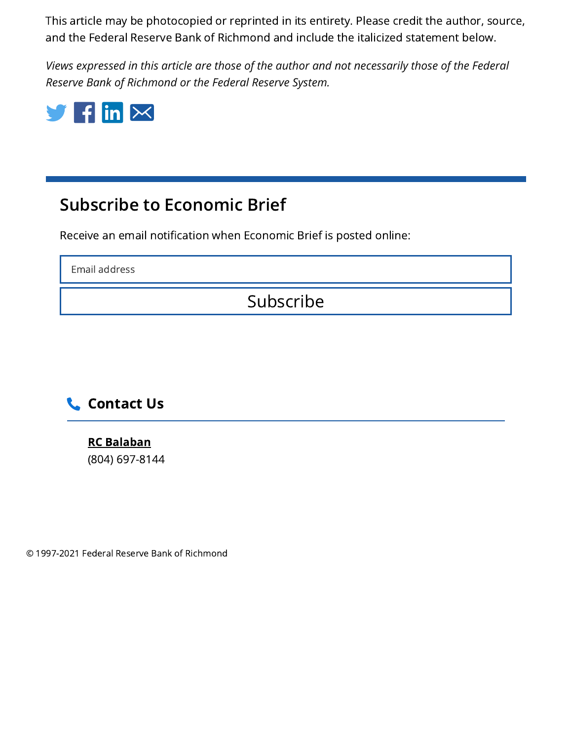This article may be photocopied or reprinted in its entirety. Please credit the author, source, and the Federal Reserve Bank of Richmond and include the italicized statement below.

*Views expressed in this article are those of the author and not necessarily those of the Federal Reserve Bank of Richmond or the Federal Reserve System.*

## Subscribe to Economic Brief

Receive an email notification when Economic Brief is posted online:

Email address

Subscribe

## Contact Us

**RC Balaban**
(804) 697-8144

© 1997-2021 Federal Reserve Bank of Richmond